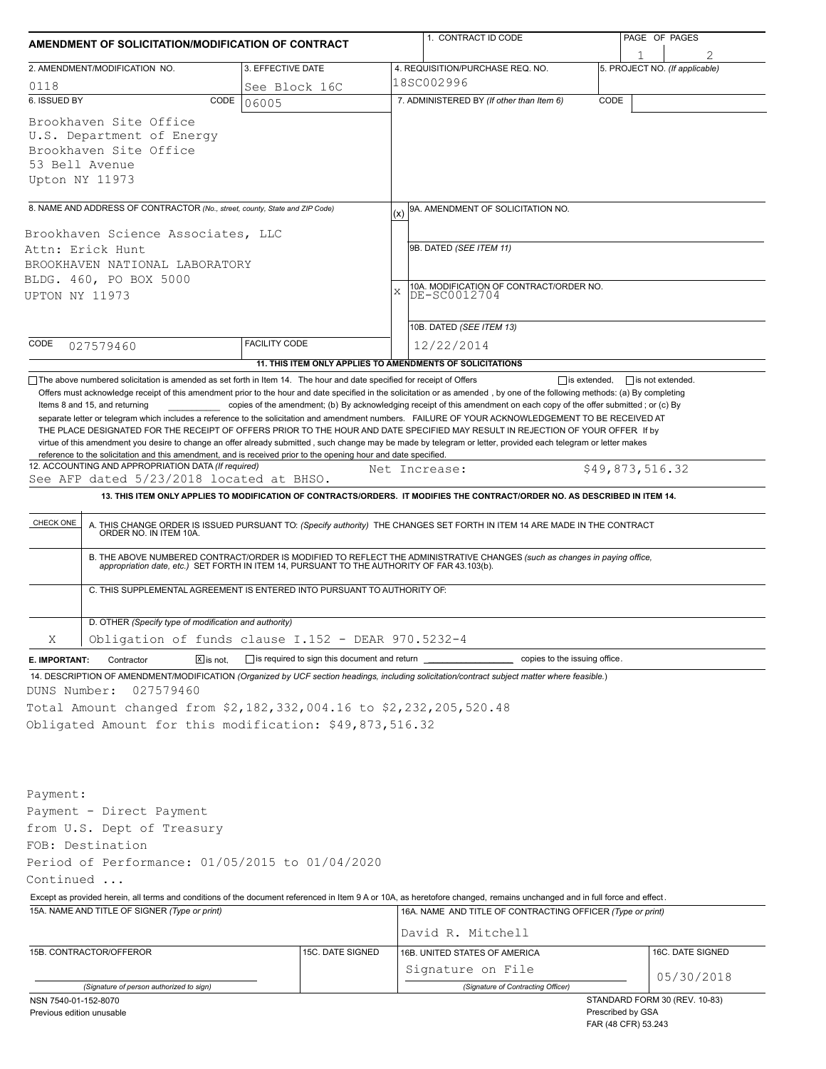# AMENDMENT OF SOLICITATION/MODIFICATION OF CONTRACT

| 1. CONTRACT ID CODE | PAGE OF PAGES |
|---|---|
| | 1 / 2 |

| 2. AMENDMENT/MODIFICATION NO. | 3. EFFECTIVE DATE | 4. REQUISITION/PURCHASE REQ. NO. | 5. PROJECT NO. (If applicable) |
|---|---|---|---|
| 0118 | See Block 16C | 18SC002996 | |

**6. ISSUED BY** CODE 06005

Brookhaven Site Office
U.S. Department of Energy
Brookhaven Site Office
53 Bell Avenue
Upton NY 11973

**7. ADMINISTERED BY** (If other than Item 6) CODE

**8. NAME AND ADDRESS OF CONTRACTOR** (No., street, county, State and ZIP Code)

Brookhaven Science Associates, LLC
Attn: Erick Hunt
BROOKHAVEN NATIONAL LABORATORY
BLDG. 460, PO BOX 5000
UPTON NY 11973

CODE 027579460 FACILITY CODE

(x) 9A. AMENDMENT OF SOLICITATION NO.

9B. DATED (SEE ITEM 11)

X 10A. MODIFICATION OF CONTRACT/ORDER NO.
DE-SC0012704

10B. DATED (SEE ITEM 13)
12/22/2014

**11. THIS ITEM ONLY APPLIES TO AMENDMENTS OF SOLICITATIONS**

☐ The above numbered solicitation is amended as set forth in Item 14. The hour and date specified for receipt of Offers ☐ is extended, ☐ is not extended.
Offers must acknowledge receipt of this amendment prior to the hour and date specified in the solicitation or as amended , by one of the following methods: (a) By completing Items 8 and 15, and returning \_\_\_\_\_\_\_\_\_\_ copies of the amendment; (b) By acknowledging receipt of this amendment on each copy of the offer submitted ; or (c) By separate letter or telegram which includes a reference to the solicitation and amendment numbers. FAILURE OF YOUR ACKNOWLEDGEMENT TO BE RECEIVED AT THE PLACE DESIGNATED FOR THE RECEIPT OF OFFERS PRIOR TO THE HOUR AND DATE SPECIFIED MAY RESULT IN REJECTION OF YOUR OFFER If by virtue of this amendment you desire to change an offer already submitted , such change may be made by telegram or letter, provided each telegram or letter makes reference to the solicitation and this amendment, and is received prior to the opening hour and date specified.

**12. ACCOUNTING AND APPROPRIATION DATA** (If required)
See AFP dated 5/23/2018 located at BHSO. Net Increase: $49,873,516.32

**13. THIS ITEM ONLY APPLIES TO MODIFICATION OF CONTRACTS/ORDERS. IT MODIFIES THE CONTRACT/ORDER NO. AS DESCRIBED IN ITEM 14.**

| CHECK ONE | |
|---|---|
| | A. THIS CHANGE ORDER IS ISSUED PURSUANT TO: (Specify authority) THE CHANGES SET FORTH IN ITEM 14 ARE MADE IN THE CONTRACT ORDER NO. IN ITEM 10A. |
| | B. THE ABOVE NUMBERED CONTRACT/ORDER IS MODIFIED TO REFLECT THE ADMINISTRATIVE CHANGES (such as changes in paying office, appropriation date, etc.) SET FORTH IN ITEM 14, PURSUANT TO THE AUTHORITY OF FAR 43.103(b). |
| | C. THIS SUPPLEMENTAL AGREEMENT IS ENTERED INTO PURSUANT TO AUTHORITY OF: |
| X | D. OTHER (Specify type of modification and authority) Obligation of funds clause I.152 - DEAR 970.5232-4 |

**E. IMPORTANT:** Contractor ☒ is not, ☐ is required to sign this document and return \_\_\_\_\_\_\_\_ copies to the issuing office.

**14. DESCRIPTION OF AMENDMENT/MODIFICATION** (Organized by UCF section headings, including solicitation/contract subject matter where feasible.)

DUNS Number: 027579460
Total Amount changed from $2,182,332,004.16 to $2,232,205,520.48
Obligated Amount for this modification: $49,873,516.32

Payment:
Payment - Direct Payment
from U.S. Dept of Treasury
FOB: Destination
Period of Performance: 01/05/2015 to 01/04/2020
Continued ...

Except as provided herein, all terms and conditions of the document referenced in Item 9 A or 10A, as heretofore changed, remains unchanged and in full force and effect.

| 15A. NAME AND TITLE OF SIGNER (Type or print) | | 16A. NAME AND TITLE OF CONTRACTING OFFICER (Type or print) | |
|---|---|---|---|
| | | David R. Mitchell | |
| 15B. CONTRACTOR/OFFEROR | 15C. DATE SIGNED | 16B. UNITED STATES OF AMERICA | 16C. DATE SIGNED |
| (Signature of person authorized to sign) | | Signature on File (Signature of Contracting Officer) | 05/30/2018 |

NSN 7540-01-152-8070
Previous edition unusable

STANDARD FORM 30 (REV. 10-83)
Prescribed by GSA
FAR (48 CFR) 53.243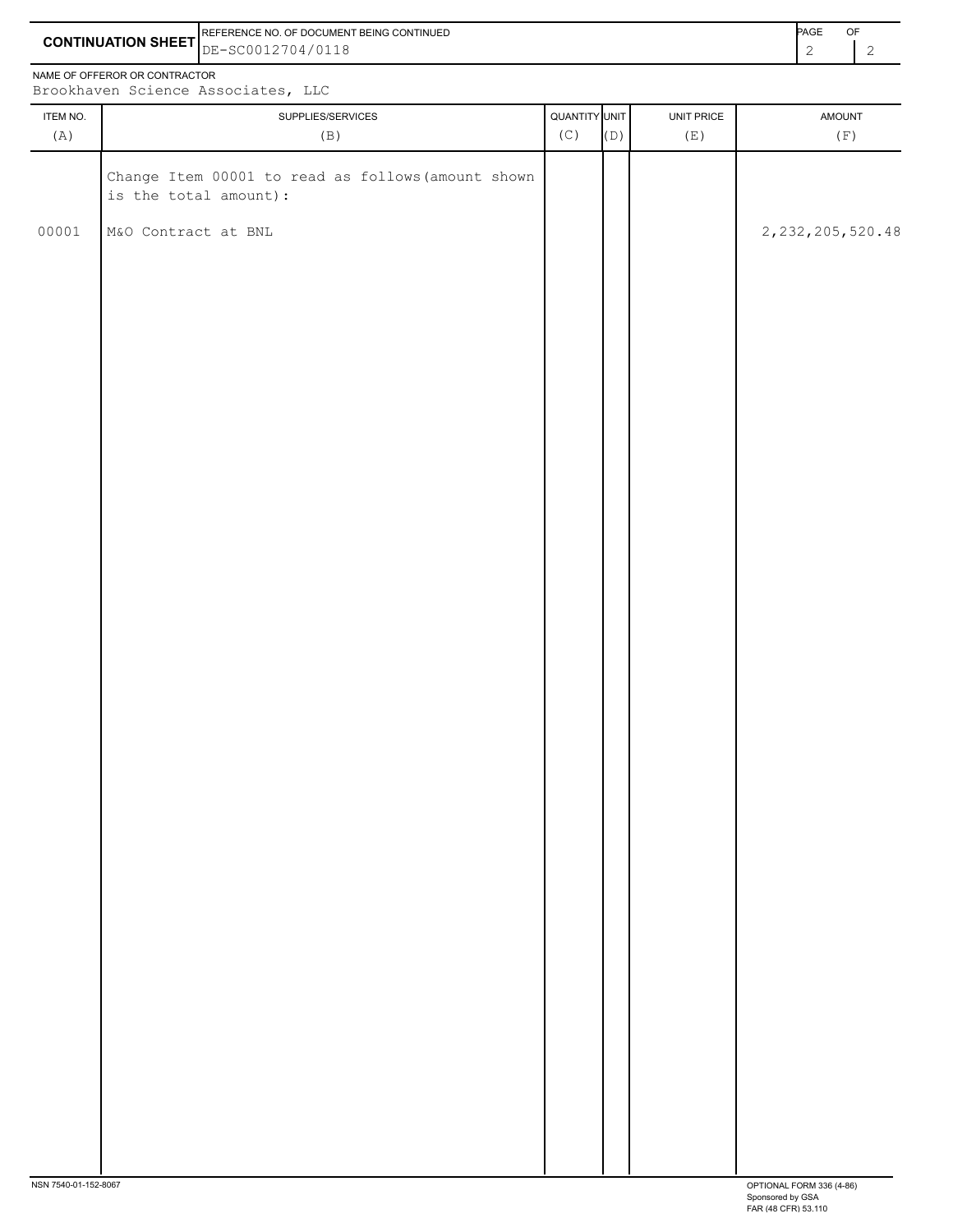**CONTINUATION SHEET**

REFERENCE NO. OF DOCUMENT BEING CONTINUED
DE-SC0012704/0118

NAME OF OFFEROR OR CONTRACTOR
Brookhaven Science Associates, LLC

| ITEM NO. (A) | SUPPLIES/SERVICES (B) | QUANTITY (C) | UNIT (D) | UNIT PRICE (E) | AMOUNT (F) |
|---|---|---|---|---|---|
| | Change Item 00001 to read as follows(amount shown is the total amount): | | | | |
| 00001 | M&O Contract at BNL | | | | 2,232,205,520.48 |

NSN 7540-01-152-8067

OPTIONAL FORM 336 (4-86)
Sponsored by GSA
FAR (48 CFR) 53.110